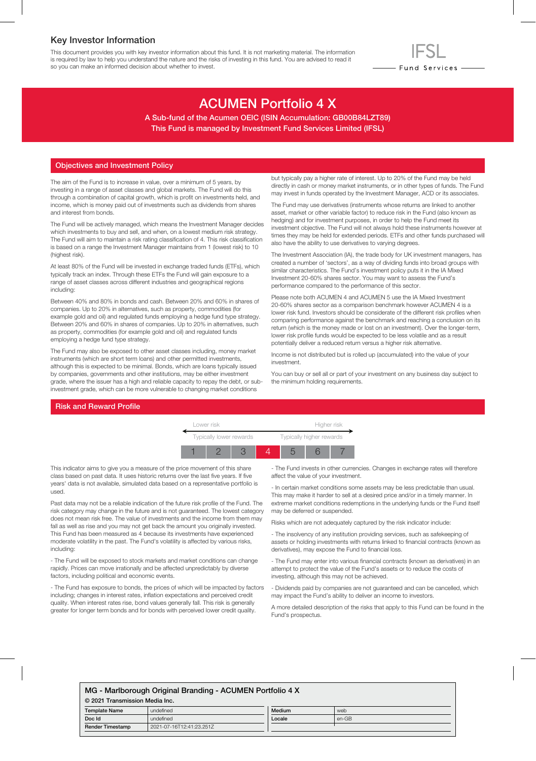## Key Investor Information

This document provides you with key investor information about this fund. It is not marketing material. The information is required by law to help you understand the nature and the risks of investing in this fund. You are advised to read it so you can make an informed decision about whether to invest.

IFSL Fund Services

# ACUMEN Portfolio 4 X

**A Sub-fund of the Acumen OEIC (ISIN Accumulation: GB00B84LZT89)**
**This Fund is managed by Investment Fund Services Limited (IFSL)**

## Objectives and Investment Policy

The aim of the Fund is to increase in value, over a minimum of 5 years, by investing in a range of asset classes and global markets. The Fund will do this through a combination of capital growth, which is profit on investments held, and income, which is money paid out of investments such as dividends from shares and interest from bonds.

The Fund will be actively managed, which means the Investment Manager decides which investments to buy and sell, and when, on a lowest medium risk strategy. The Fund will aim to maintain a risk rating classification of 4. This risk classification is based on a range the Investment Manager maintains from 1 (lowest risk) to 10 (highest risk).

At least 80% of the Fund will be invested in exchange traded funds (ETFs), which typically track an index. Through these ETFs the Fund will gain exposure to a range of asset classes across different industries and geographical regions including:

Between 40% and 80% in bonds and cash. Between 20% and 60% in shares of companies. Up to 20% in alternatives, such as property, commodities (for example gold and oil) and regulated funds employing a hedge fund type strategy. Between 20% and 60% in shares of companies. Up to 20% in alternatives, such as property, commodities (for example gold and oil) and regulated funds employing a hedge fund type strategy.

The Fund may also be exposed to other asset classes including, money market instruments (which are short term loans) and other permitted investments, although this is expected to be minimal. Bonds, which are loans typically issued by companies, governments and other institutions, may be either investment grade, where the issuer has a high and reliable capacity to repay the debt, or sub-investment grade, which can be more vulnerable to changing market conditions but typically pay a higher rate of interest. Up to 20% of the Fund may be held directly in cash or money market instruments, or in other types of funds. The Fund may invest in funds operated by the Investment Manager, ACD or its associates.

The Fund may use derivatives (instruments whose returns are linked to another asset, market or other variable factor) to reduce risk in the Fund (also known as hedging) and for investment purposes, in order to help the Fund meet its investment objective. The Fund will not always hold these instruments however at times they may be held for extended periods. ETFs and other funds purchased will also have the ability to use derivatives to varying degrees.

The Investment Association (IA), the trade body for UK investment managers, has created a number of 'sectors', as a way of dividing funds into broad groups with similar characteristics. The Fund's investment policy puts it in the IA Mixed Investment 20-60% shares sector. You may want to assess the Fund's performance compared to the performance of this sector.

Please note both ACUMEN 4 and ACUMEN 5 use the IA Mixed Investment 20-60% shares sector as a comparison benchmark however ACUMEN 4 is a lower risk fund. Investors should be considerate of the different risk profiles when comparing performance against the benchmark and reaching a conclusion on its return (which is the money made or lost on an investment). Over the longer-term, lower risk profile funds would be expected to be less volatile and as a result potentially deliver a reduced return versus a higher risk alternative.

Income is not distributed but is rolled up (accumulated) into the value of your investment.

You can buy or sell all or part of your investment on any business day subject to the minimum holding requirements.

## Risk and Reward Profile

Lower risk — Higher risk

Typically lower rewards — Typically higher rewards

1 2 3 **4** 5 6 7

This indicator aims to give you a measure of the price movement of this share class based on past data. It uses historic returns over the last five years. If five years' data is not available, simulated data based on a representative portfolio is used.

Past data may not be a reliable indication of the future risk profile of the Fund. The risk category may change in the future and is not guaranteed. The lowest category does not mean risk free. The value of investments and the income from them may fall as well as rise and you may not get back the amount you originally invested. This Fund has been measured as 4 because its investments have experienced moderate volatility in the past. The Fund's volatility is affected by various risks, including:

- The Fund will be exposed to stock markets and market conditions can change rapidly. Prices can move irrationally and be affected unpredictably by diverse factors, including political and economic events.

- The Fund has exposure to bonds, the prices of which will be impacted by factors including; changes in interest rates, inflation expectations and perceived credit quality. When interest rates rise, bond values generally fall. This risk is generally greater for longer term bonds and for bonds with perceived lower credit quality.

- The Fund invests in other currencies. Changes in exchange rates will therefore affect the value of your investment.

- In certain market conditions some assets may be less predictable than usual. This may make it harder to sell at a desired price and/or in a timely manner. In extreme market conditions redemptions in the underlying funds or the Fund itself may be deferred or suspended.

Risks which are not adequately captured by the risk indicator include:

- The insolvency of any institution providing services, such as safekeeping of assets or holding investments with returns linked to financial contracts (known as derivatives), may expose the Fund to financial loss.

- The Fund may enter into various financial contracts (known as derivatives) in an attempt to protect the value of the Fund's assets or to reduce the costs of investing, although this may not be achieved.

- Dividends paid by companies are not guaranteed and can be cancelled, which may impact the Fund's ability to deliver an income to investors.

A more detailed description of the risks that apply to this Fund can be found in the Fund's prospectus.

**MG - Marlborough Original Branding - ACUMEN Portfolio 4 X**

© 2021 Transmission Media Inc.

| | | | |
|---|---|---|---|
| Template Name | undefined | Medium | web |
| Doc Id | undefined | Locale | en-GB |
| Render Timestamp | 2021-07-16T12:41:23.251Z | | |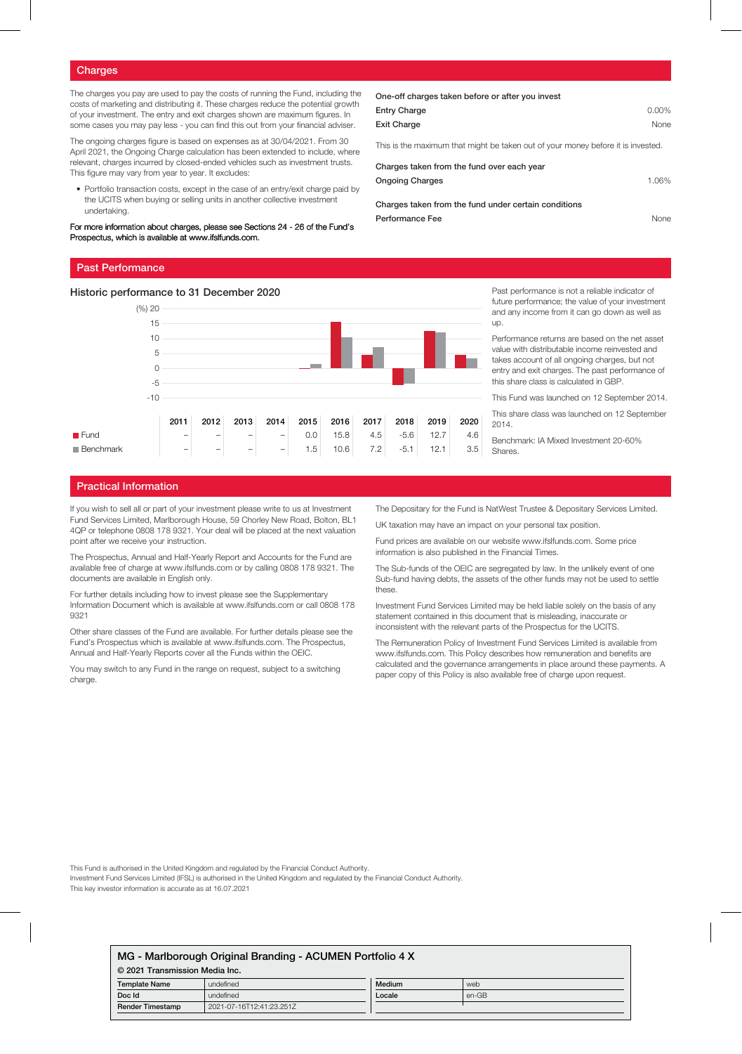## Charges

The charges you pay are used to pay the costs of running the Fund, including the costs of marketing and distributing it. These charges reduce the potential growth of your investment. The entry and exit charges shown are maximum figures. In some cases you may pay less - you can find this out from your financial adviser.

The ongoing charges figure is based on expenses as at 30/04/2021. From 30 April 2021, the Ongoing Charge calculation has been extended to include, where relevant, charges incurred by closed-ended vehicles such as investment trusts. This figure may vary from year to year. It excludes:

- Portfolio transaction costs, except in the case of an entry/exit charge paid by the UCITS when buying or selling units in another collective investment undertaking.

For more information about charges, please see Sections 24 - 26 of the Fund's Prospectus, which is available at www.ifslfunds.com.

| One-off charges taken before or after you invest | |
|---|---|
| Entry Charge | 0.00% |
| Exit Charge | None |

This is the maximum that might be taken out of your money before it is invested.

| Charges taken from the fund over each year | |
|---|---|
| Ongoing Charges | 1.06% |

| Charges taken from the fund under certain conditions | |
|---|---|
| Performance Fee | None |

## Past Performance

### Historic performance to 31 December 2020

(%) 20
15
10
5
0
-5
-10

| | 2011 | 2012 | 2013 | 2014 | 2015 | 2016 | 2017 | 2018 | 2019 | 2020 |
|---|---|---|---|---|---|---|---|---|---|---|
| Fund | – | – | – | – | 0.0 | 15.8 | 4.5 | -5.6 | 12.7 | 4.6 |
| Benchmark | – | – | – | – | 1.5 | 10.6 | 7.2 | -5.1 | 12.1 | 3.5 |

Past performance is not a reliable indicator of future performance; the value of your investment and any income from it can go down as well as up.

Performance returns are based on the net asset value with distributable income reinvested and takes account of all ongoing charges, but not entry and exit charges. The past performance of this share class is calculated in GBP.

This Fund was launched on 12 September 2014.

This share class was launched on 12 September 2014.

Benchmark: IA Mixed Investment 20-60% Shares.

## Practical Information

If you wish to sell all or part of your investment please write to us at Investment Fund Services Limited, Marlborough House, 59 Chorley New Road, Bolton, BL1 4QP or telephone 0808 178 9321. Your deal will be placed at the next valuation point after we receive your instruction.

The Prospectus, Annual and Half-Yearly Report and Accounts for the Fund are available free of charge at www.ifslfunds.com or by calling 0808 178 9321. The documents are available in English only.

For further details including how to invest please see the Supplementary Information Document which is available at www.ifslfunds.com or call 0808 178 9321

Other share classes of the Fund are available. For further details please see the Fund's Prospectus which is available at www.ifslfunds.com. The Prospectus, Annual and Half-Yearly Reports cover all the Funds within the OEIC.

You may switch to any Fund in the range on request, subject to a switching charge.

The Depositary for the Fund is NatWest Trustee & Depositary Services Limited.

UK taxation may have an impact on your personal tax position.

Fund prices are available on our website www.ifslfunds.com. Some price information is also published in the Financial Times.

The Sub-funds of the OEIC are segregated by law. In the unlikely event of one Sub-fund having debts, the assets of the other funds may not be used to settle these.

Investment Fund Services Limited may be held liable solely on the basis of any statement contained in this document that is misleading, inaccurate or inconsistent with the relevant parts of the Prospectus for the UCITS.

The Remuneration Policy of Investment Fund Services Limited is available from www.ifslfunds.com. This Policy describes how remuneration and benefits are calculated and the governance arrangements in place around these payments. A paper copy of this Policy is also available free of charge upon request.

This Fund is authorised in the United Kingdom and regulated by the Financial Conduct Authority.
Investment Fund Services Limited (IFSL) is authorised in the United Kingdom and regulated by the Financial Conduct Authority.
This key investor information is accurate as at 16.07.2021

**MG - Marlborough Original Branding - ACUMEN Portfolio 4 X**

© 2021 Transmission Media Inc.

| | | | |
|---|---|---|---|
| Template Name | undefined | Medium | web |
| Doc Id | undefined | Locale | en-GB |
| Render Timestamp | 2021-07-16T12:41:23.251Z | | |